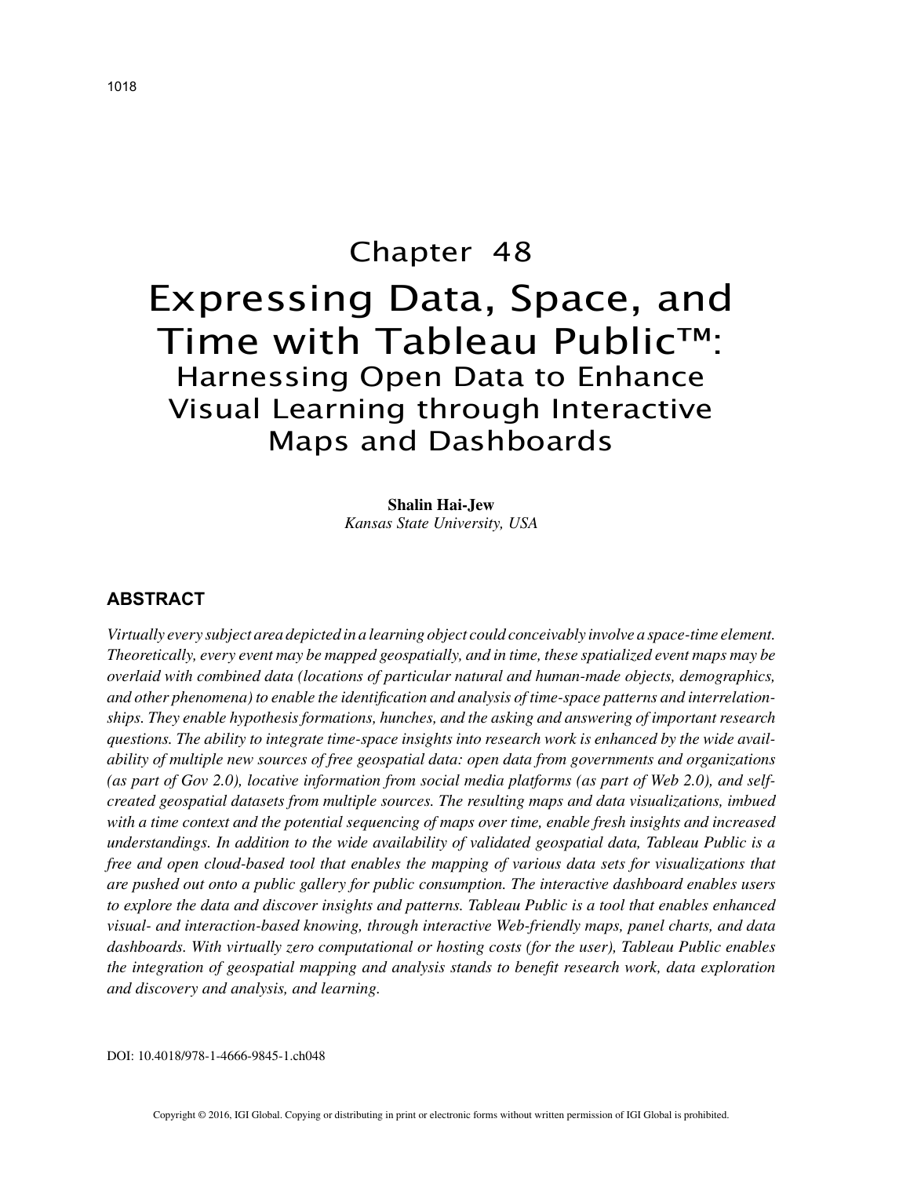# Chapter 48

# Expressing Data, Space, and Time with Tableau Public™:

## Harnessing Open Data to Enhance Visual Learning through Interactive Maps and Dashboards

**Shalin Hai-Jew**
*Kansas State University, USA*

## ABSTRACT

*Virtually every subject area depicted in a learning object could conceivably involve a space-time element. Theoretically, every event may be mapped geospatially, and in time, these spatialized event maps may be overlaid with combined data (locations of particular natural and human-made objects, demographics, and other phenomena) to enable the identification and analysis of time-space patterns and interrelationships. They enable hypothesis formations, hunches, and the asking and answering of important research questions. The ability to integrate time-space insights into research work is enhanced by the wide availability of multiple new sources of free geospatial data: open data from governments and organizations (as part of Gov 2.0), locative information from social media platforms (as part of Web 2.0), and self-created geospatial datasets from multiple sources. The resulting maps and data visualizations, imbued with a time context and the potential sequencing of maps over time, enable fresh insights and increased understandings. In addition to the wide availability of validated geospatial data, Tableau Public is a free and open cloud-based tool that enables the mapping of various data sets for visualizations that are pushed out onto a public gallery for public consumption. The interactive dashboard enables users to explore the data and discover insights and patterns. Tableau Public is a tool that enables enhanced visual- and interaction-based knowing, through interactive Web-friendly maps, panel charts, and data dashboards. With virtually zero computational or hosting costs (for the user), Tableau Public enables the integration of geospatial mapping and analysis stands to benefit research work, data exploration and discovery and analysis, and learning.*

DOI: 10.4018/978-1-4666-9845-1.ch048

Copyright © 2016, IGI Global. Copying or distributing in print or electronic forms without written permission of IGI Global is prohibited.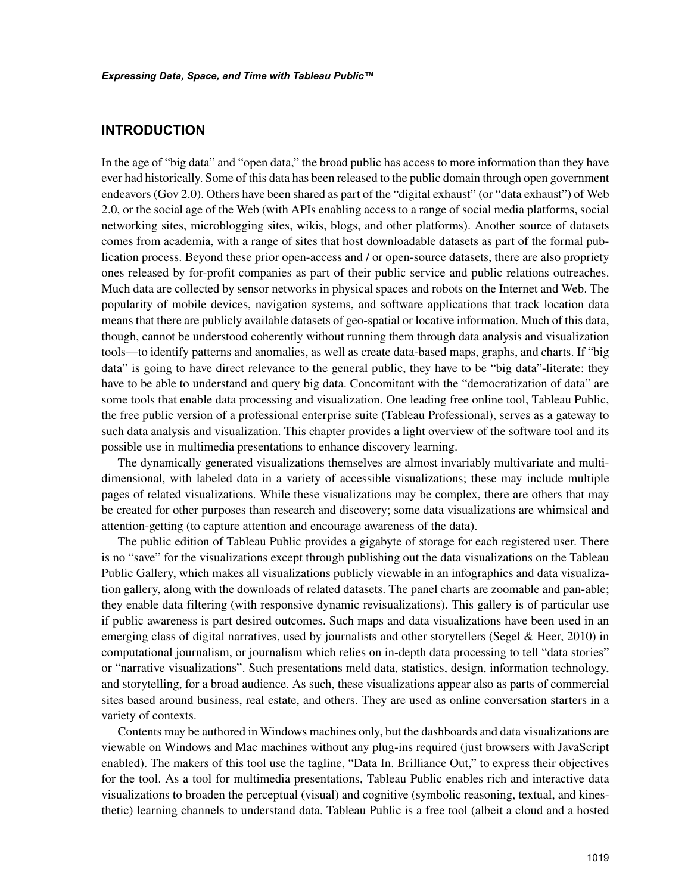## INTRODUCTION

In the age of "big data" and "open data," the broad public has access to more information than they have ever had historically. Some of this data has been released to the public domain through open government endeavors (Gov 2.0). Others have been shared as part of the "digital exhaust" (or "data exhaust") of Web 2.0, or the social age of the Web (with APIs enabling access to a range of social media platforms, social networking sites, microblogging sites, wikis, blogs, and other platforms). Another source of datasets comes from academia, with a range of sites that host downloadable datasets as part of the formal publication process. Beyond these prior open-access and / or open-source datasets, there are also propriety ones released by for-profit companies as part of their public service and public relations outreaches. Much data are collected by sensor networks in physical spaces and robots on the Internet and Web. The popularity of mobile devices, navigation systems, and software applications that track location data means that there are publicly available datasets of geo-spatial or locative information. Much of this data, though, cannot be understood coherently without running them through data analysis and visualization tools—to identify patterns and anomalies, as well as create data-based maps, graphs, and charts. If "big data" is going to have direct relevance to the general public, they have to be "big data"-literate: they have to be able to understand and query big data. Concomitant with the "democratization of data" are some tools that enable data processing and visualization. One leading free online tool, Tableau Public, the free public version of a professional enterprise suite (Tableau Professional), serves as a gateway to such data analysis and visualization. This chapter provides a light overview of the software tool and its possible use in multimedia presentations to enhance discovery learning.

The dynamically generated visualizations themselves are almost invariably multivariate and multidimensional, with labeled data in a variety of accessible visualizations; these may include multiple pages of related visualizations. While these visualizations may be complex, there are others that may be created for other purposes than research and discovery; some data visualizations are whimsical and attention-getting (to capture attention and encourage awareness of the data).

The public edition of Tableau Public provides a gigabyte of storage for each registered user. There is no "save" for the visualizations except through publishing out the data visualizations on the Tableau Public Gallery, which makes all visualizations publicly viewable in an infographics and data visualization gallery, along with the downloads of related datasets. The panel charts are zoomable and pan-able; they enable data filtering (with responsive dynamic revisualizations). This gallery is of particular use if public awareness is part desired outcomes. Such maps and data visualizations have been used in an emerging class of digital narratives, used by journalists and other storytellers (Segel & Heer, 2010) in computational journalism, or journalism which relies on in-depth data processing to tell "data stories" or "narrative visualizations". Such presentations meld data, statistics, design, information technology, and storytelling, for a broad audience. As such, these visualizations appear also as parts of commercial sites based around business, real estate, and others. They are used as online conversation starters in a variety of contexts.

Contents may be authored in Windows machines only, but the dashboards and data visualizations are viewable on Windows and Mac machines without any plug-ins required (just browsers with JavaScript enabled). The makers of this tool use the tagline, "Data In. Brilliance Out," to express their objectives for the tool. As a tool for multimedia presentations, Tableau Public enables rich and interactive data visualizations to broaden the perceptual (visual) and cognitive (symbolic reasoning, textual, and kinesthetic) learning channels to understand data. Tableau Public is a free tool (albeit a cloud and a hosted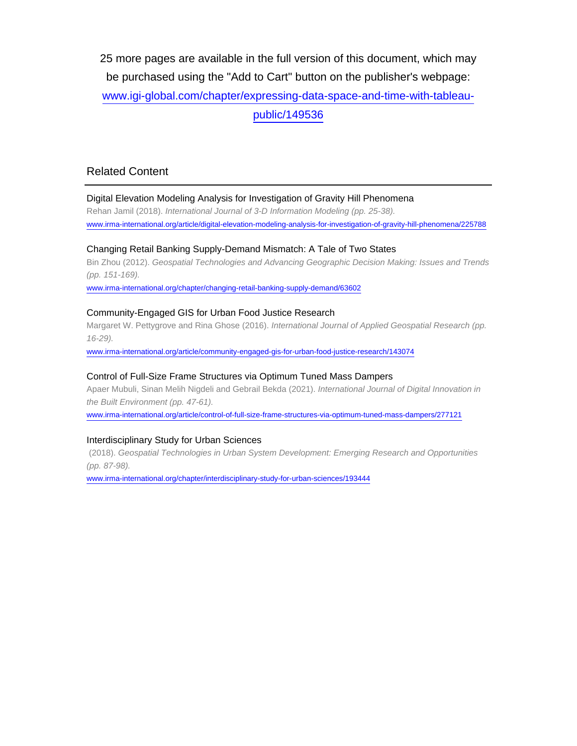25 more pages are available in the full version of this document, which may be purchased using the "Add to Cart" button on the publisher's webpage: [www.igi-global.com/chapter/expressing-data-space-and-time-with-tableau-public/149536](www.igi-global.com/chapter/expressing-data-space-and-time-with-tableau-public/149536)

## Related Content

**Digital Elevation Modeling Analysis for Investigation of Gravity Hill Phenomena**
Rehan Jamil (2018). *International Journal of 3-D Information Modeling (pp. 25-38).*
[www.irma-international.org/article/digital-elevation-modeling-analysis-for-investigation-of-gravity-hill-phenomena/225788](www.irma-international.org/article/digital-elevation-modeling-analysis-for-investigation-of-gravity-hill-phenomena/225788)

**Changing Retail Banking Supply-Demand Mismatch: A Tale of Two States**
Bin Zhou (2012). *Geospatial Technologies and Advancing Geographic Decision Making: Issues and Trends (pp. 151-169).*
[www.irma-international.org/chapter/changing-retail-banking-supply-demand/63602](www.irma-international.org/chapter/changing-retail-banking-supply-demand/63602)

**Community-Engaged GIS for Urban Food Justice Research**
Margaret W. Pettygrove and Rina Ghose (2016). *International Journal of Applied Geospatial Research (pp. 16-29).*
[www.irma-international.org/article/community-engaged-gis-for-urban-food-justice-research/143074](www.irma-international.org/article/community-engaged-gis-for-urban-food-justice-research/143074)

**Control of Full-Size Frame Structures via Optimum Tuned Mass Dampers**
Apaer Mubuli, Sinan Melih Nigdeli and Gebrail Bekda (2021). *International Journal of Digital Innovation in the Built Environment (pp. 47-61).*
[www.irma-international.org/article/control-of-full-size-frame-structures-via-optimum-tuned-mass-dampers/277121](www.irma-international.org/article/control-of-full-size-frame-structures-via-optimum-tuned-mass-dampers/277121)

**Interdisciplinary Study for Urban Sciences**
(2018). *Geospatial Technologies in Urban System Development: Emerging Research and Opportunities (pp. 87-98).*
[www.irma-international.org/chapter/interdisciplinary-study-for-urban-sciences/193444](www.irma-international.org/chapter/interdisciplinary-study-for-urban-sciences/193444)